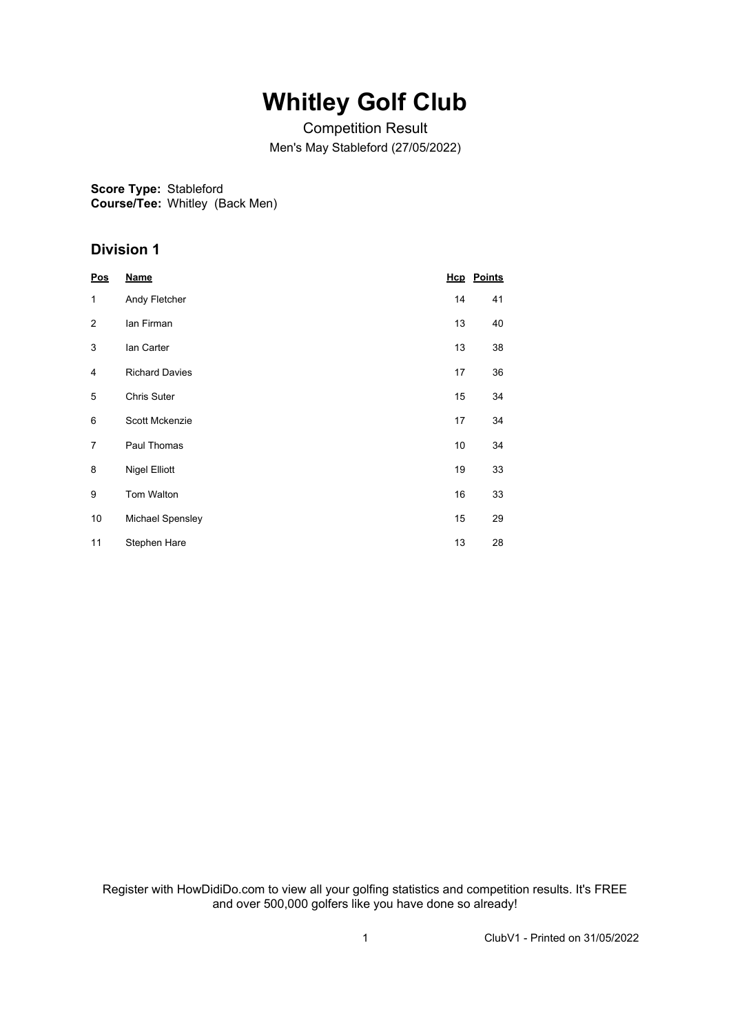# Whitley Golf Club

Competition Result

Men's May Stableford (27/05/2022)

**Score Type:** Stableford
**Course/Tee:** Whitley (Back Men)

## Division 1

| Pos | Name | Hcp | Points |
|---|---|---|---|
| 1 | Andy Fletcher | 14 | 41 |
| 2 | Ian Firman | 13 | 40 |
| 3 | Ian Carter | 13 | 38 |
| 4 | Richard Davies | 17 | 36 |
| 5 | Chris Suter | 15 | 34 |
| 6 | Scott Mckenzie | 17 | 34 |
| 7 | Paul Thomas | 10 | 34 |
| 8 | Nigel Elliott | 19 | 33 |
| 9 | Tom Walton | 16 | 33 |
| 10 | Michael Spensley | 15 | 29 |
| 11 | Stephen Hare | 13 | 28 |

Register with HowDidiDo.com to view all your golfing statistics and competition results. It's FREE and over 500,000 golfers like you have done so already!

ClubV1 - Printed on 31/05/2022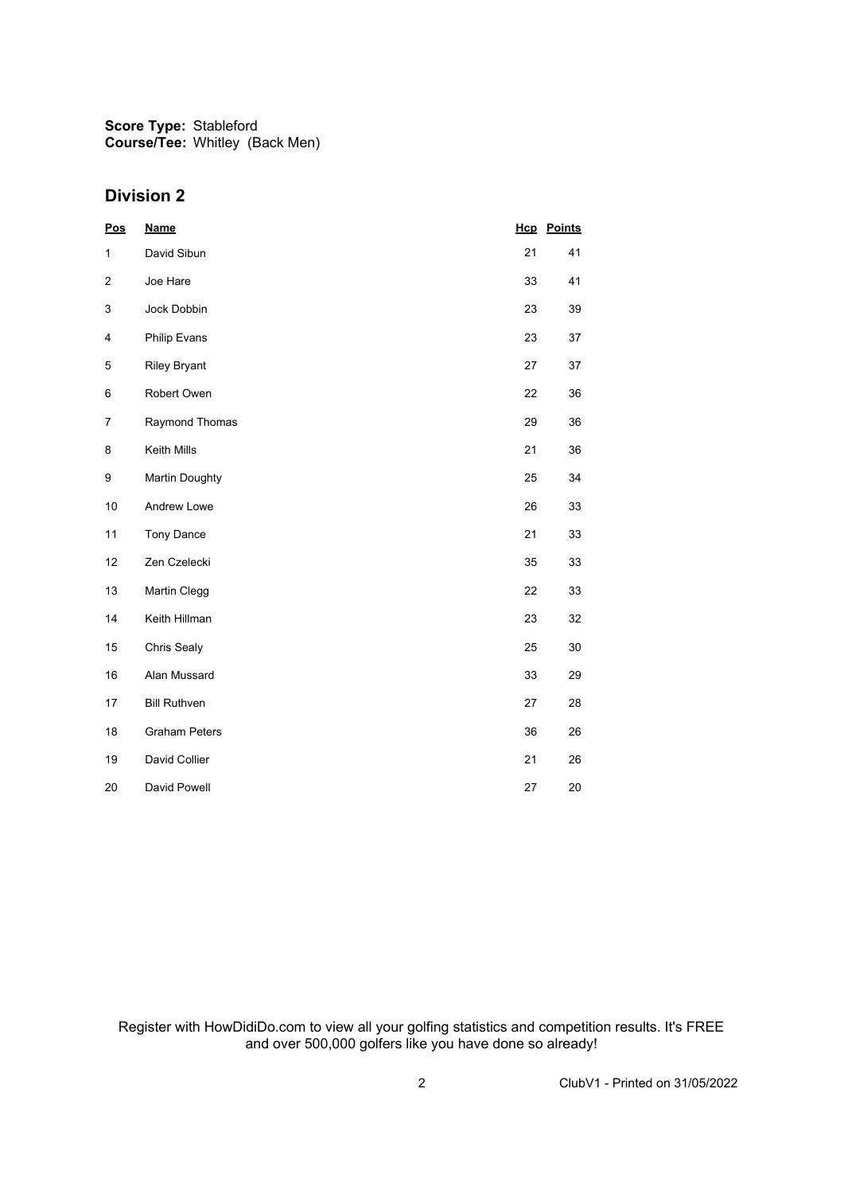**Score Type:** Stableford
**Course/Tee:** Whitley (Back Men)

## Division 2

| Pos | Name | Hcp | Points |
|---|---|---|---|
| 1 | David Sibun | 21 | 41 |
| 2 | Joe Hare | 33 | 41 |
| 3 | Jock Dobbin | 23 | 39 |
| 4 | Philip Evans | 23 | 37 |
| 5 | Riley Bryant | 27 | 37 |
| 6 | Robert Owen | 22 | 36 |
| 7 | Raymond Thomas | 29 | 36 |
| 8 | Keith Mills | 21 | 36 |
| 9 | Martin Doughty | 25 | 34 |
| 10 | Andrew Lowe | 26 | 33 |
| 11 | Tony Dance | 21 | 33 |
| 12 | Zen Czelecki | 35 | 33 |
| 13 | Martin Clegg | 22 | 33 |
| 14 | Keith Hillman | 23 | 32 |
| 15 | Chris Sealy | 25 | 30 |
| 16 | Alan Mussard | 33 | 29 |
| 17 | Bill Ruthven | 27 | 28 |
| 18 | Graham Peters | 36 | 26 |
| 19 | David Collier | 21 | 26 |
| 20 | David Powell | 27 | 20 |

Register with HowDidiDo.com to view all your golfing statistics and competition results. It's FREE and over 500,000 golfers like you have done so already!

ClubV1 - Printed on 31/05/2022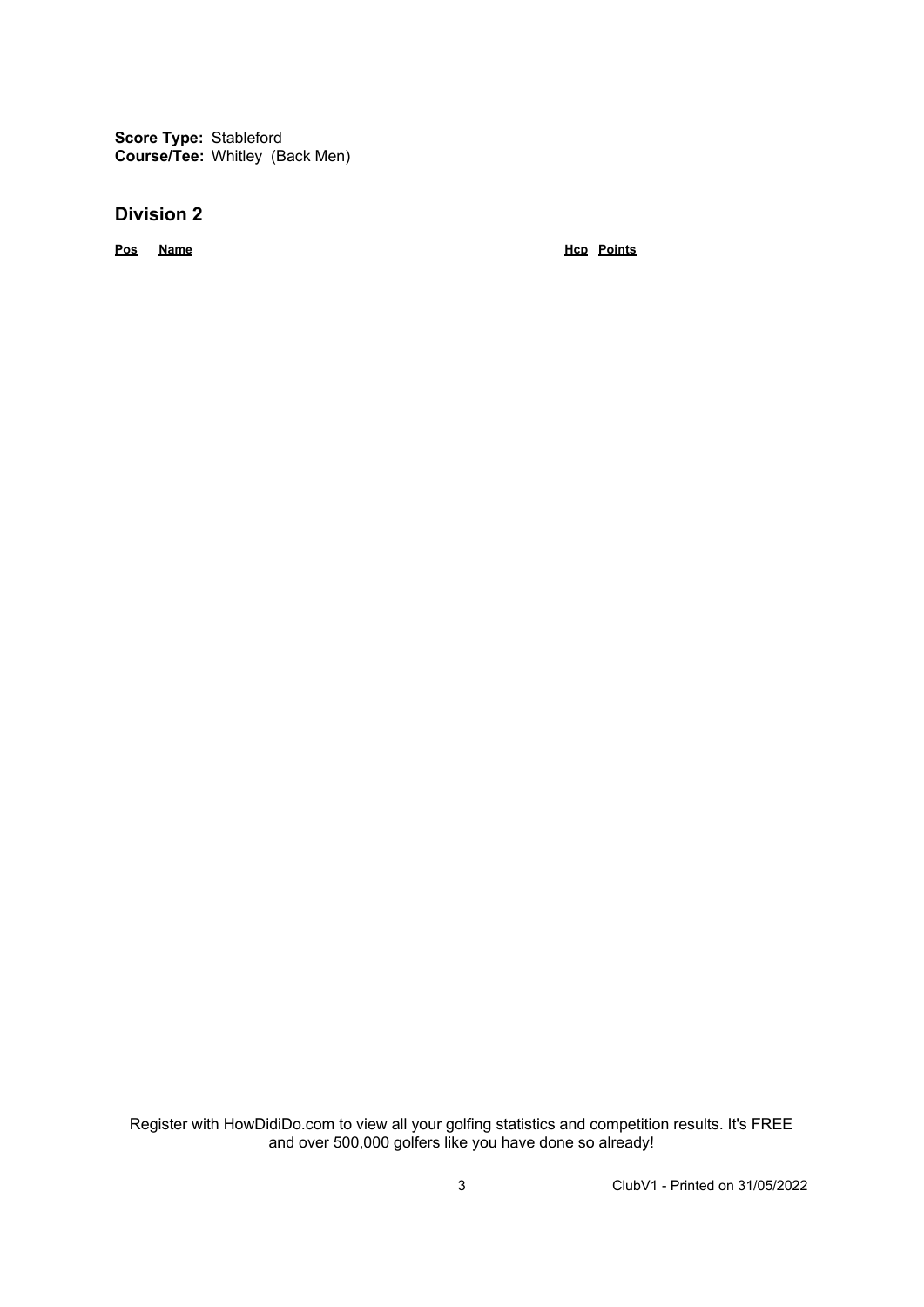**Score Type:** Stableford
**Course/Tee:** Whitley (Back Men)

## Division 2

| Pos | Name | Hcp | Points |
|---|---|---|---|

Register with HowDidiDo.com to view all your golfing statistics and competition results. It's FREE and over 500,000 golfers like you have done so already!

ClubV1 - Printed on 31/05/2022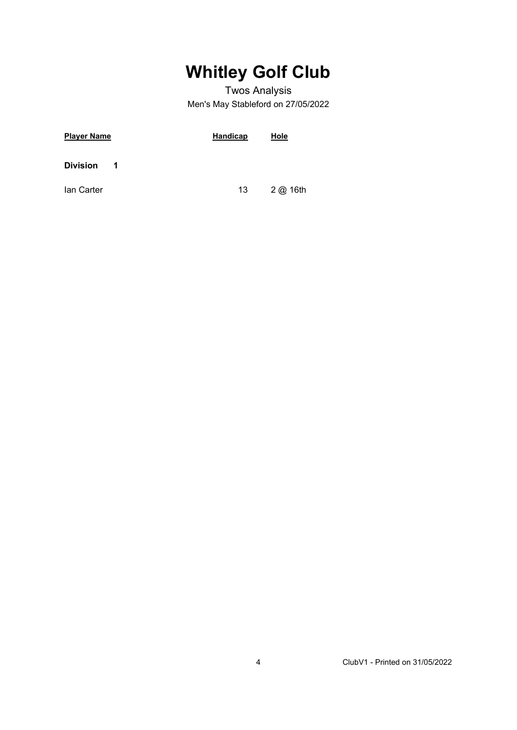# Whitley Golf Club

Twos Analysis

Men's May Stableford on 27/05/2022

| Player Name | Handicap | Hole |
| --- | --- | --- |
| **Division 1** | | |
| Ian Carter | 13 | 2 @ 16th |

ClubV1 - Printed on 31/05/2022